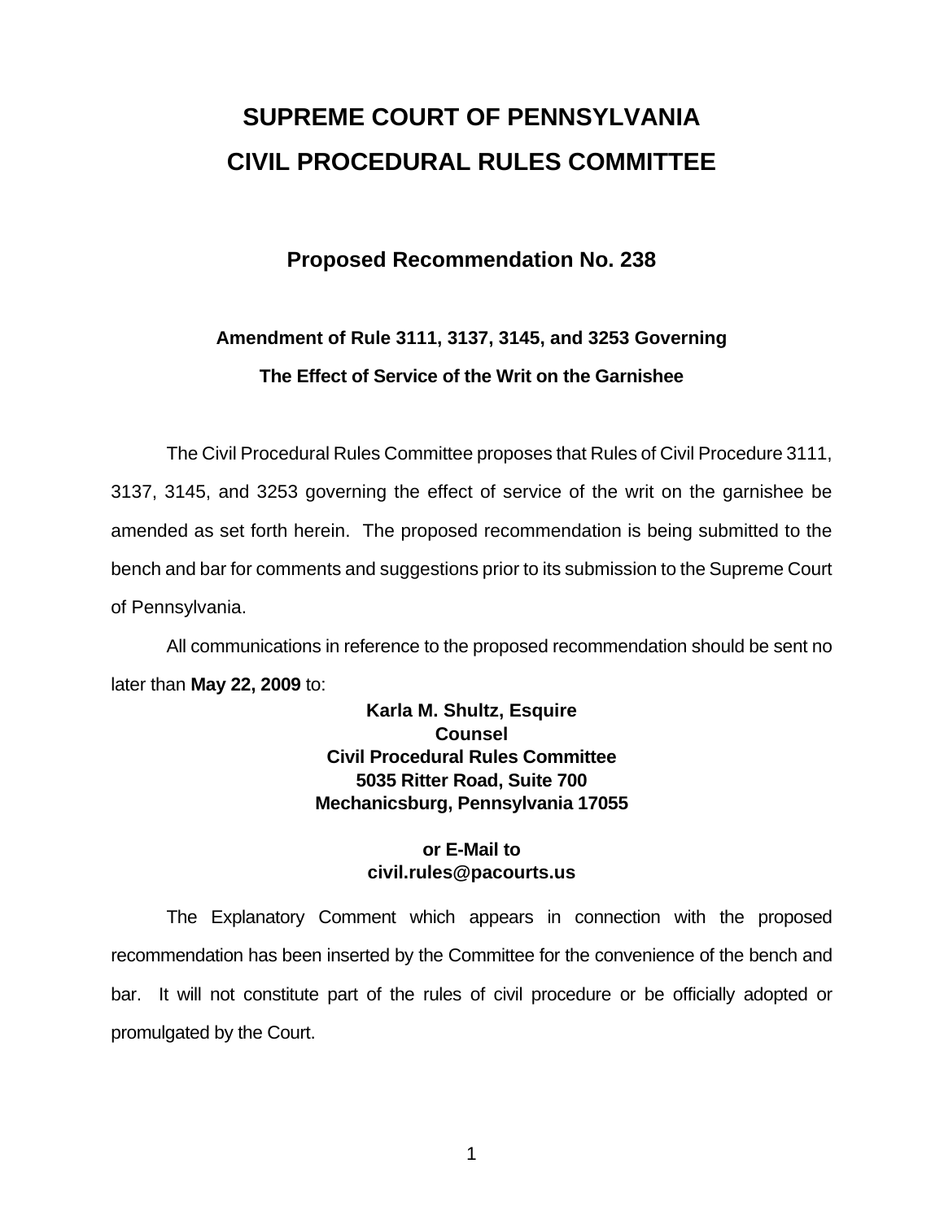# SUPREME COURT OF PENNSYLVANIA
# CIVIL PROCEDURAL RULES COMMITTEE

## Proposed Recommendation No. 238

### Amendment of Rule 3111, 3137, 3145, and 3253 Governing The Effect of Service of the Writ on the Garnishee

The Civil Procedural Rules Committee proposes that Rules of Civil Procedure 3111, 3137, 3145, and 3253 governing the effect of service of the writ on the garnishee be amended as set forth herein. The proposed recommendation is being submitted to the bench and bar for comments and suggestions prior to its submission to the Supreme Court of Pennsylvania.

All communications in reference to the proposed recommendation should be sent no later than **May 22, 2009** to:

**Karla M. Shultz, Esquire**
**Counsel**
**Civil Procedural Rules Committee**
**5035 Ritter Road, Suite 700**
**Mechanicsburg, Pennsylvania 17055**

**or E-Mail to**
**civil.rules@pacourts.us**

The Explanatory Comment which appears in connection with the proposed recommendation has been inserted by the Committee for the convenience of the bench and bar. It will not constitute part of the rules of civil procedure or be officially adopted or promulgated by the Court.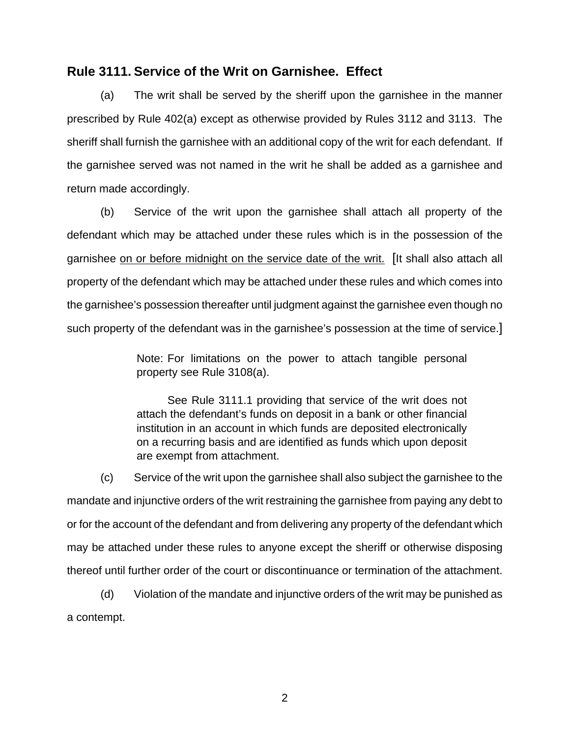## Rule 3111. Service of the Writ on Garnishee. Effect

(a) The writ shall be served by the sheriff upon the garnishee in the manner prescribed by Rule 402(a) except as otherwise provided by Rules 3112 and 3113. The sheriff shall furnish the garnishee with an additional copy of the writ for each defendant. If the garnishee served was not named in the writ he shall be added as a garnishee and return made accordingly.

(b) Service of the writ upon the garnishee shall attach all property of the defendant which may be attached under these rules which is in the possession of the garnishee <u>on or before midnight on the service date of the writ.</u> [It shall also attach all property of the defendant which may be attached under these rules and which comes into the garnishee's possession thereafter until judgment against the garnishee even though no such property of the defendant was in the garnishee's possession at the time of service.]

> Note: For limitations on the power to attach tangible personal property see Rule 3108(a).
>
> See Rule 3111.1 providing that service of the writ does not attach the defendant's funds on deposit in a bank or other financial institution in an account in which funds are deposited electronically on a recurring basis and are identified as funds which upon deposit are exempt from attachment.

(c) Service of the writ upon the garnishee shall also subject the garnishee to the mandate and injunctive orders of the writ restraining the garnishee from paying any debt to or for the account of the defendant and from delivering any property of the defendant which may be attached under these rules to anyone except the sheriff or otherwise disposing thereof until further order of the court or discontinuance or termination of the attachment.

(d) Violation of the mandate and injunctive orders of the writ may be punished as a contempt.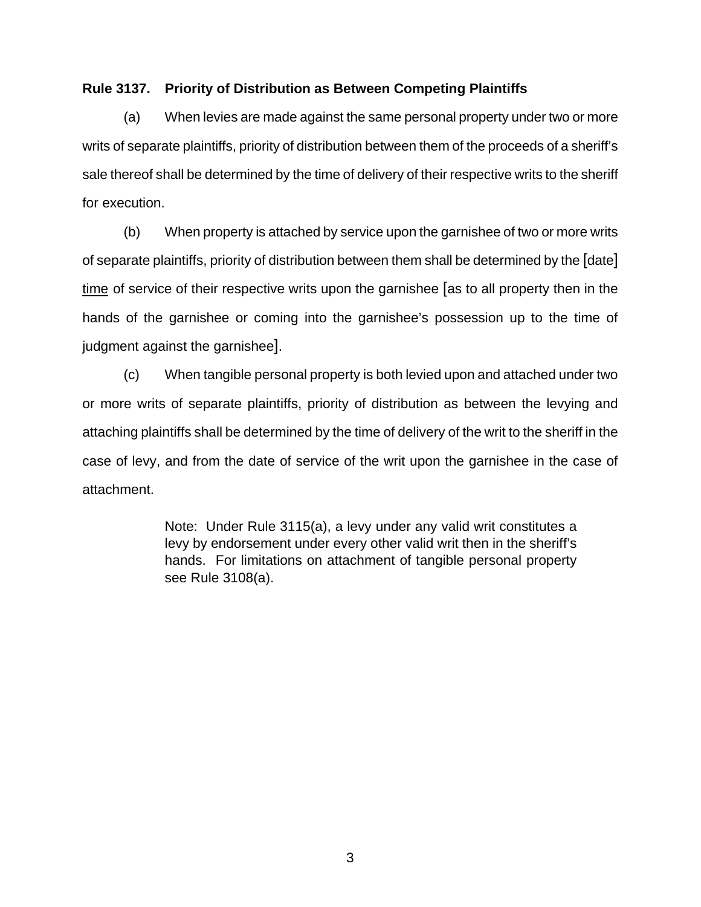**Rule 3137. Priority of Distribution as Between Competing Plaintiffs**

(a) When levies are made against the same personal property under two or more writs of separate plaintiffs, priority of distribution between them of the proceeds of a sheriff's sale thereof shall be determined by the time of delivery of their respective writs to the sheriff for execution.

(b) When property is attached by service upon the garnishee of two or more writs of separate plaintiffs, priority of distribution between them shall be determined by the [date] <u>time</u> of service of their respective writs upon the garnishee [as to all property then in the hands of the garnishee or coming into the garnishee's possession up to the time of judgment against the garnishee].

(c) When tangible personal property is both levied upon and attached under two or more writs of separate plaintiffs, priority of distribution as between the levying and attaching plaintiffs shall be determined by the time of delivery of the writ to the sheriff in the case of levy, and from the date of service of the writ upon the garnishee in the case of attachment.

> Note: Under Rule 3115(a), a levy under any valid writ constitutes a levy by endorsement under every other valid writ then in the sheriff's hands. For limitations on attachment of tangible personal property see Rule 3108(a).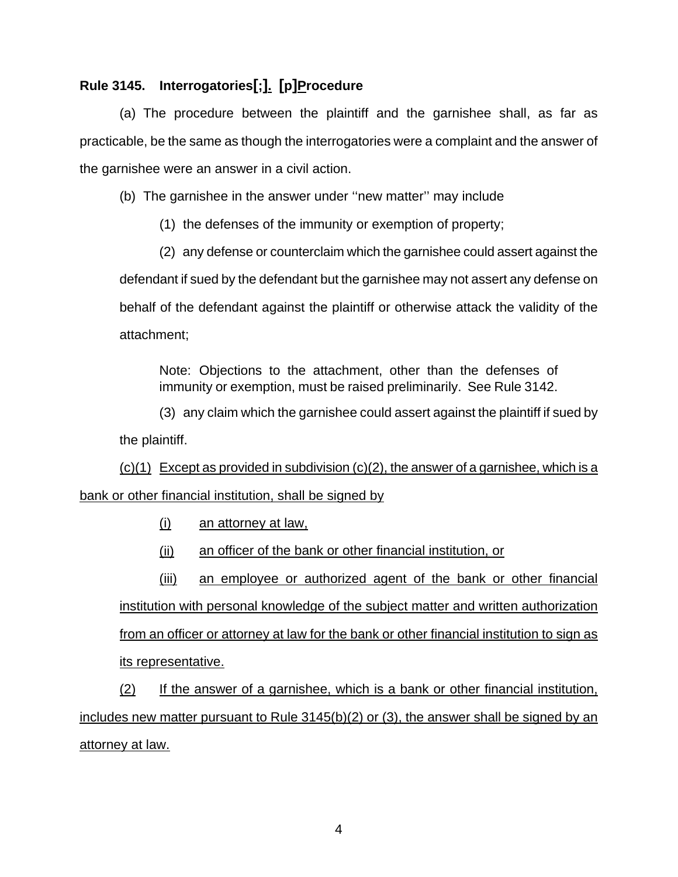**Rule 3145. Interrogatories[;]. [p]Procedure**

(a) The procedure between the plaintiff and the garnishee shall, as far as practicable, be the same as though the interrogatories were a complaint and the answer of the garnishee were an answer in a civil action.

(b) The garnishee in the answer under ''new matter'' may include

(1) the defenses of the immunity or exemption of property;

(2) any defense or counterclaim which the garnishee could assert against the defendant if sued by the defendant but the garnishee may not assert any defense on behalf of the defendant against the plaintiff or otherwise attack the validity of the attachment;

> Note: Objections to the attachment, other than the defenses of immunity or exemption, must be raised preliminarily. See Rule 3142.

(3) any claim which the garnishee could assert against the plaintiff if sued by the plaintiff.

<u>(c)(1) Except as provided in subdivision (c)(2), the answer of a garnishee, which is a bank or other financial institution, shall be signed by</u>

<u>(i) an attorney at law,</u>

<u>(ii) an officer of the bank or other financial institution, or</u>

<u>(iii) an employee or authorized agent of the bank or other financial institution with personal knowledge of the subject matter and written authorization from an officer or attorney at law for the bank or other financial institution to sign as its representative.</u>

<u>(2) If the answer of a garnishee, which is a bank or other financial institution, includes new matter pursuant to Rule 3145(b)(2) or (3), the answer shall be signed by an attorney at law.</u>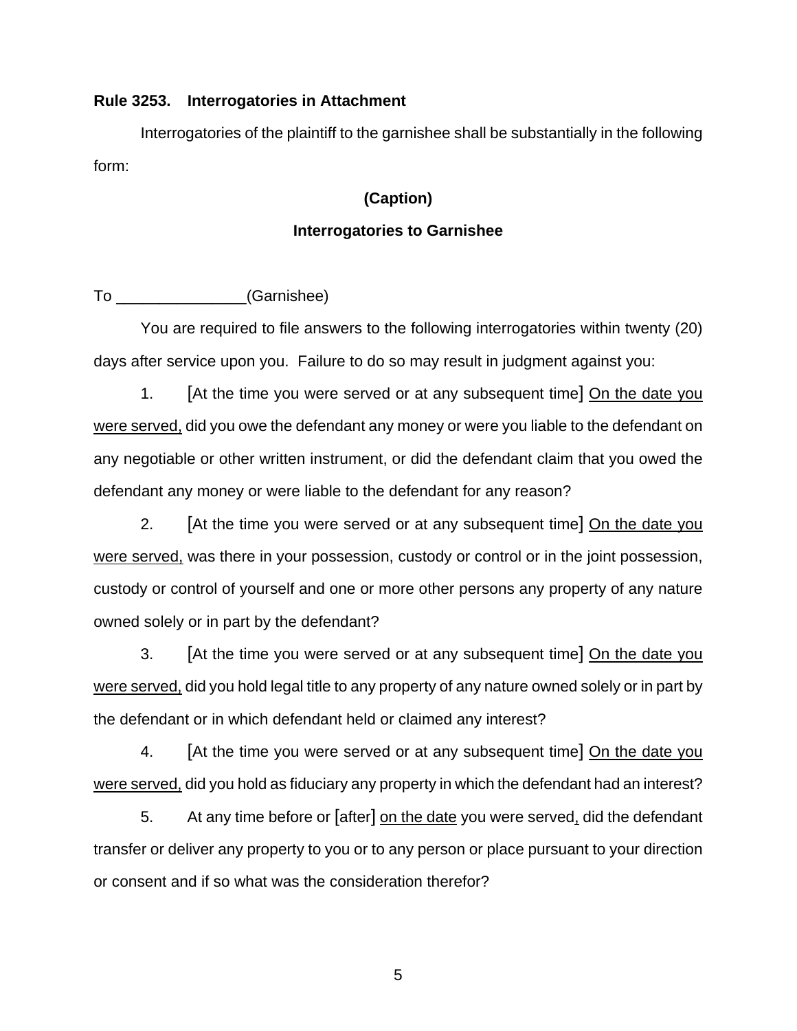**Rule 3253. Interrogatories in Attachment**

Interrogatories of the plaintiff to the garnishee shall be substantially in the following form:

**(Caption)**

**Interrogatories to Garnishee**

To _______________(Garnishee)

You are required to file answers to the following interrogatories within twenty (20) days after service upon you. Failure to do so may result in judgment against you:

1. [At the time you were served or at any subsequent time] <u>On the date you were served,</u> did you owe the defendant any money or were you liable to the defendant on any negotiable or other written instrument, or did the defendant claim that you owed the defendant any money or were liable to the defendant for any reason?

2. [At the time you were served or at any subsequent time] <u>On the date you were served,</u> was there in your possession, custody or control or in the joint possession, custody or control of yourself and one or more other persons any property of any nature owned solely or in part by the defendant?

3. [At the time you were served or at any subsequent time] <u>On the date you were served,</u> did you hold legal title to any property of any nature owned solely or in part by the defendant or in which defendant held or claimed any interest?

4. [At the time you were served or at any subsequent time] <u>On the date you were served,</u> did you hold as fiduciary any property in which the defendant had an interest?

5. At any time before or [after] <u>on the date</u> you were served<u>,</u> did the defendant transfer or deliver any property to you or to any person or place pursuant to your direction or consent and if so what was the consideration therefor?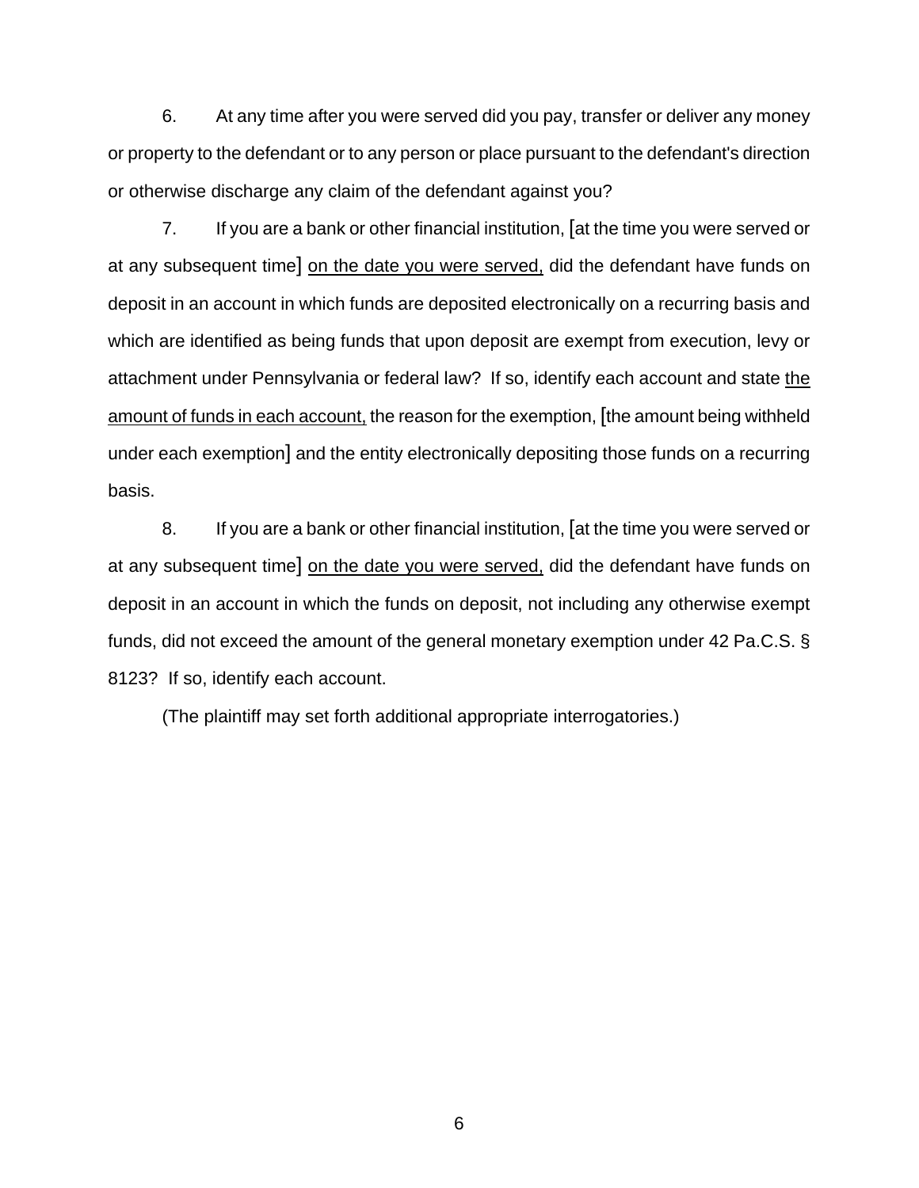6. At any time after you were served did you pay, transfer or deliver any money or property to the defendant or to any person or place pursuant to the defendant's direction or otherwise discharge any claim of the defendant against you?

7. If you are a bank or other financial institution, [at the time you were served or at any subsequent time] <u>on the date you were served,</u> did the defendant have funds on deposit in an account in which funds are deposited electronically on a recurring basis and which are identified as being funds that upon deposit are exempt from execution, levy or attachment under Pennsylvania or federal law? If so, identify each account and state <u>the amount of funds in each account,</u> the reason for the exemption, [the amount being withheld under each exemption] and the entity electronically depositing those funds on a recurring basis.

8. If you are a bank or other financial institution, [at the time you were served or at any subsequent time] <u>on the date you were served,</u> did the defendant have funds on deposit in an account in which the funds on deposit, not including any otherwise exempt funds, did not exceed the amount of the general monetary exemption under 42 Pa.C.S. § 8123? If so, identify each account.

(The plaintiff may set forth additional appropriate interrogatories.)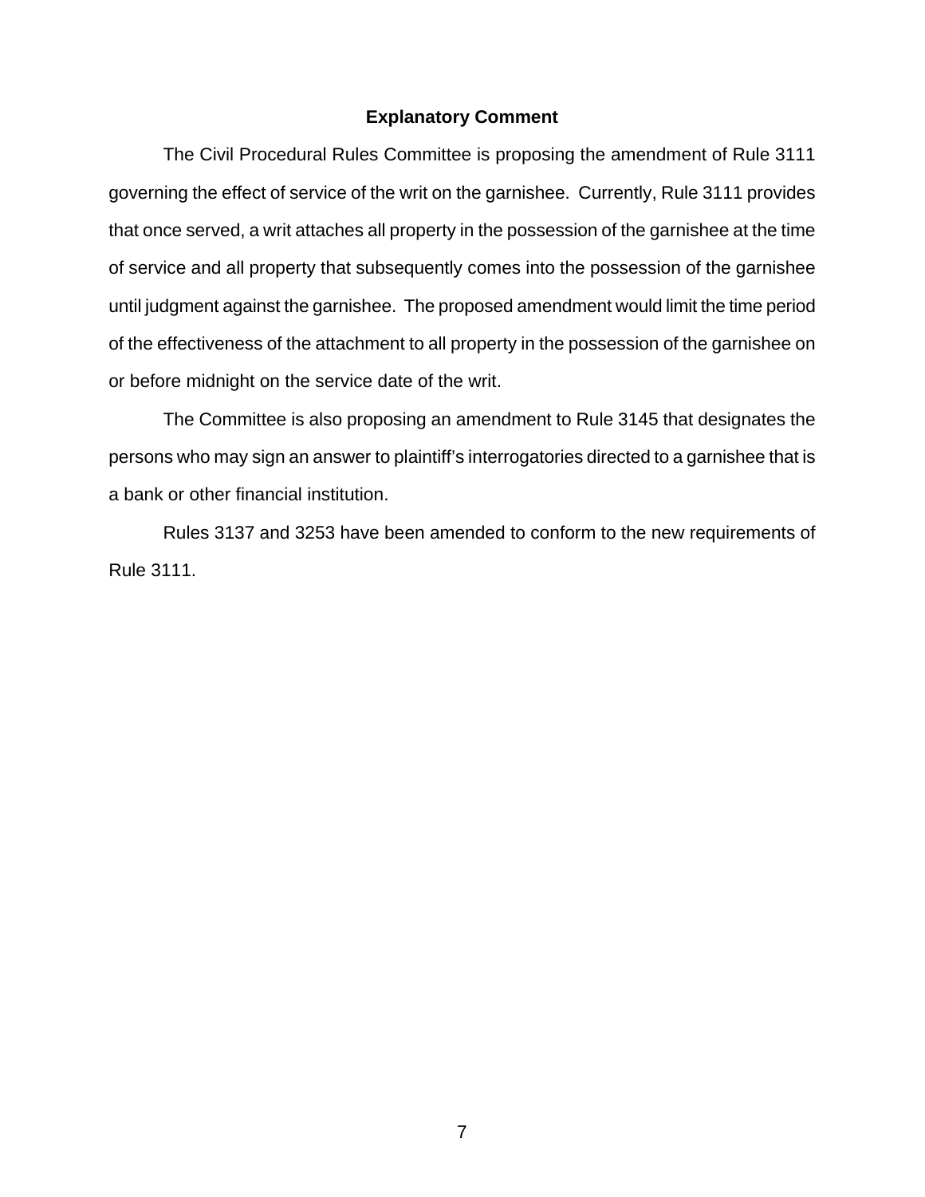## Explanatory Comment

The Civil Procedural Rules Committee is proposing the amendment of Rule 3111 governing the effect of service of the writ on the garnishee. Currently, Rule 3111 provides that once served, a writ attaches all property in the possession of the garnishee at the time of service and all property that subsequently comes into the possession of the garnishee until judgment against the garnishee. The proposed amendment would limit the time period of the effectiveness of the attachment to all property in the possession of the garnishee on or before midnight on the service date of the writ.

The Committee is also proposing an amendment to Rule 3145 that designates the persons who may sign an answer to plaintiff's interrogatories directed to a garnishee that is a bank or other financial institution.

Rules 3137 and 3253 have been amended to conform to the new requirements of Rule 3111.